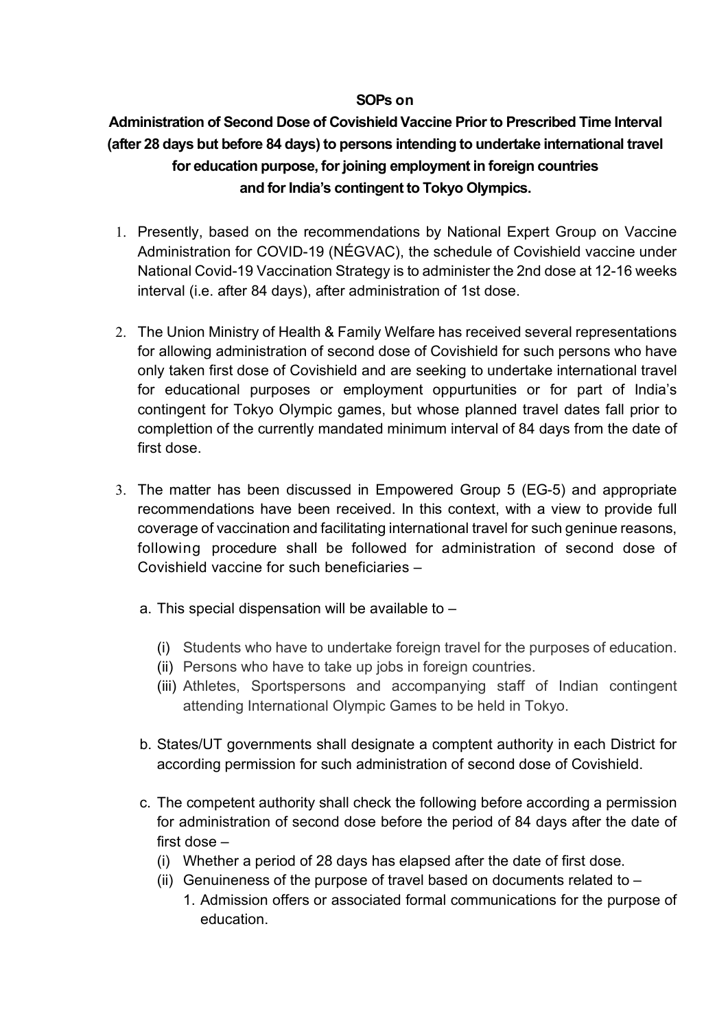**SOPs on**

**Administration of Second Dose of Covishield Vaccine Prior to Prescribed Time Interval (after 28 days but before 84 days) to persons intending to undertake international travel for education purpose, for joining employment in foreign countries and for India's contingent to Tokyo Olympics.**

1. Presently, based on the recommendations by National Expert Group on Vaccine Administration for COVID-19 (NÉGVAC), the schedule of Covishield vaccine under National Covid-19 Vaccination Strategy is to administer the 2nd dose at 12-16 weeks interval (i.e. after 84 days), after administration of 1st dose.

2. The Union Ministry of Health & Family Welfare has received several representations for allowing administration of second dose of Covishield for such persons who have only taken first dose of Covishield and are seeking to undertake international travel for educational purposes or employment oppurtunities or for part of India's contingent for Tokyo Olympic games, but whose planned travel dates fall prior to complettion of the currently mandated minimum interval of 84 days from the date of first dose.

3. The matter has been discussed in Empowered Group 5 (EG-5) and appropriate recommendations have been received. In this context, with a view to provide full coverage of vaccination and facilitating international travel for such geninue reasons, following procedure shall be followed for administration of second dose of Covishield vaccine for such beneficiaries –

   a. This special dispensation will be available to –

      (i) Students who have to undertake foreign travel for the purposes of education.
      (ii) Persons who have to take up jobs in foreign countries.
      (iii) Athletes, Sportspersons and accompanying staff of Indian contingent attending International Olympic Games to be held in Tokyo.

   b. States/UT governments shall designate a comptent authority in each District for according permission for such administration of second dose of Covishield.

   c. The competent authority shall check the following before according a permission for administration of second dose before the period of 84 days after the date of first dose –
      (i) Whether a period of 28 days has elapsed after the date of first dose.
      (ii) Genuineness of the purpose of travel based on documents related to –
         1. Admission offers or associated formal communications for the purpose of education.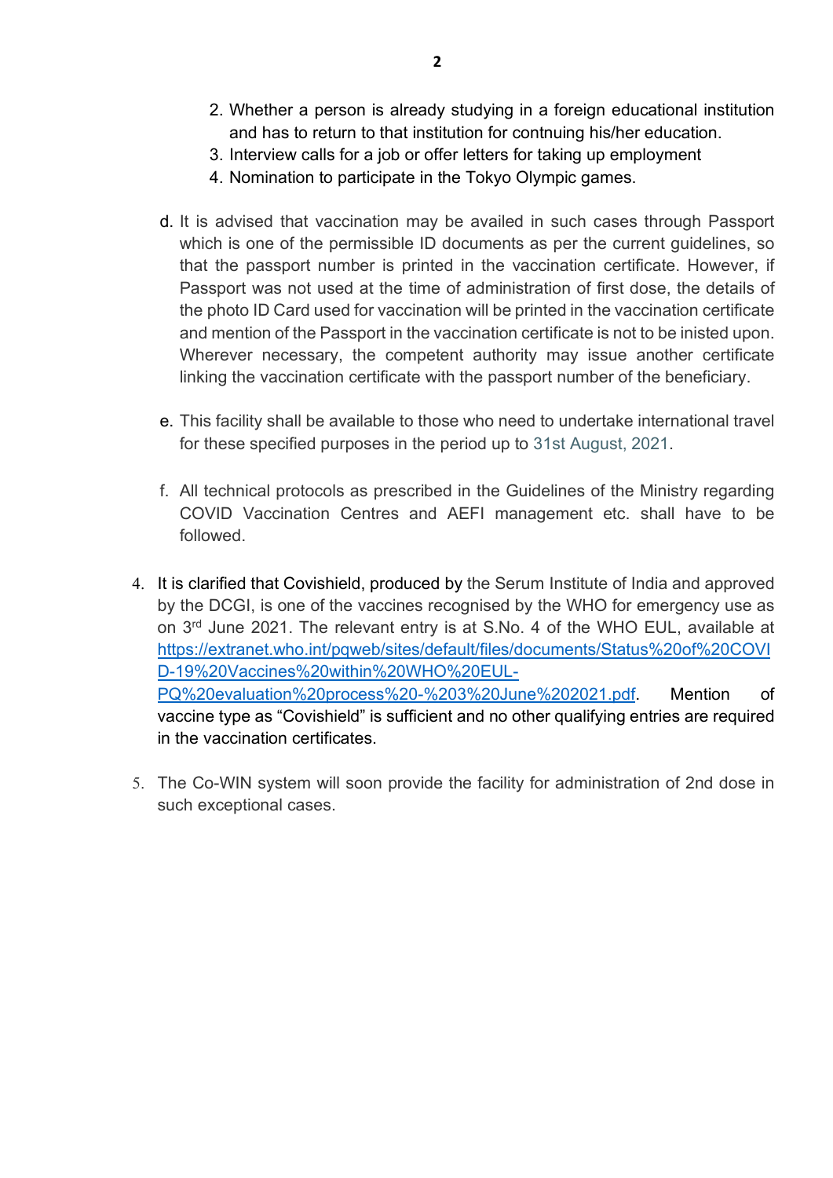2. Whether a person is already studying in a foreign educational institution and has to return to that institution for contnuing his/her education.
3. Interview calls for a job or offer letters for taking up employment
4. Nomination to participate in the Tokyo Olympic games.

d. It is advised that vaccination may be availed in such cases through Passport which is one of the permissible ID documents as per the current guidelines, so that the passport number is printed in the vaccination certificate. However, if Passport was not used at the time of administration of first dose, the details of the photo ID Card used for vaccination will be printed in the vaccination certificate and mention of the Passport in the vaccination certificate is not to be insisted upon. Wherever necessary, the competent authority may issue another certificate linking the vaccination certificate with the passport number of the beneficiary.

e. This facility shall be available to those who need to undertake international travel for these specified purposes in the period up to 31st August, 2021.

f. All technical protocols as prescribed in the Guidelines of the Ministry regarding COVID Vaccination Centres and AEFI management etc. shall have to be followed.

4. It is clarified that Covishield, produced by the Serum Institute of India and approved by the DCGI, is one of the vaccines recognised by the WHO for emergency use as on 3rd June 2021. The relevant entry is at S.No. 4 of the WHO EUL, available at https://extranet.who.int/pqweb/sites/default/files/documents/Status%20of%20COVID-19%20Vaccines%20within%20WHO%20EUL-PQ%20evaluation%20process%20-%203%20June%202021.pdf. Mention of vaccine type as "Covishield" is sufficient and no other qualifying entries are required in the vaccination certificates.

5. The Co-WIN system will soon provide the facility for administration of 2nd dose in such exceptional cases.